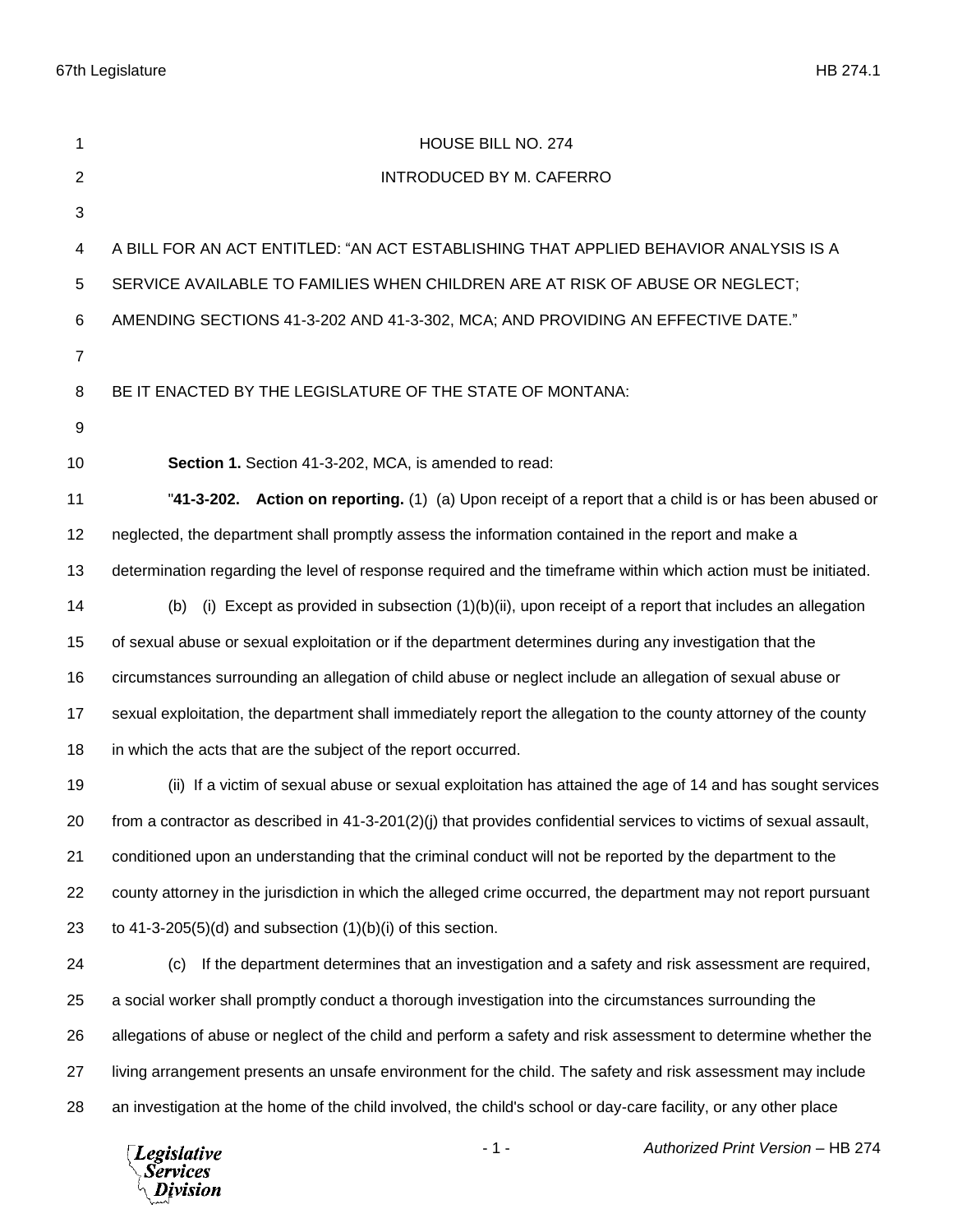# HOUSE BILL NO. 274

INTRODUCED BY M. CAFERRO

A BILL FOR AN ACT ENTITLED: "AN ACT ESTABLISHING THAT APPLIED BEHAVIOR ANALYSIS IS A SERVICE AVAILABLE TO FAMILIES WHEN CHILDREN ARE AT RISK OF ABUSE OR NEGLECT; AMENDING SECTIONS 41-3-202 AND 41-3-302, MCA; AND PROVIDING AN EFFECTIVE DATE."

BE IT ENACTED BY THE LEGISLATURE OF THE STATE OF MONTANA:

**Section 1.** Section 41-3-202, MCA, is amended to read:

"**41-3-202. Action on reporting.** (1) (a) Upon receipt of a report that a child is or has been abused or neglected, the department shall promptly assess the information contained in the report and make a determination regarding the level of response required and the timeframe within which action must be initiated.

(b) (i) Except as provided in subsection (1)(b)(ii), upon receipt of a report that includes an allegation of sexual abuse or sexual exploitation or if the department determines during any investigation that the circumstances surrounding an allegation of child abuse or neglect include an allegation of sexual abuse or sexual exploitation, the department shall immediately report the allegation to the county attorney of the county in which the acts that are the subject of the report occurred.

(ii) If a victim of sexual abuse or sexual exploitation has attained the age of 14 and has sought services from a contractor as described in 41-3-201(2)(j) that provides confidential services to victims of sexual assault, conditioned upon an understanding that the criminal conduct will not be reported by the department to the county attorney in the jurisdiction in which the alleged crime occurred, the department may not report pursuant to 41-3-205(5)(d) and subsection (1)(b)(i) of this section.

(c) If the department determines that an investigation and a safety and risk assessment are required, a social worker shall promptly conduct a thorough investigation into the circumstances surrounding the allegations of abuse or neglect of the child and perform a safety and risk assessment to determine whether the living arrangement presents an unsafe environment for the child. The safety and risk assessment may include an investigation at the home of the child involved, the child's school or day-care facility, or any other place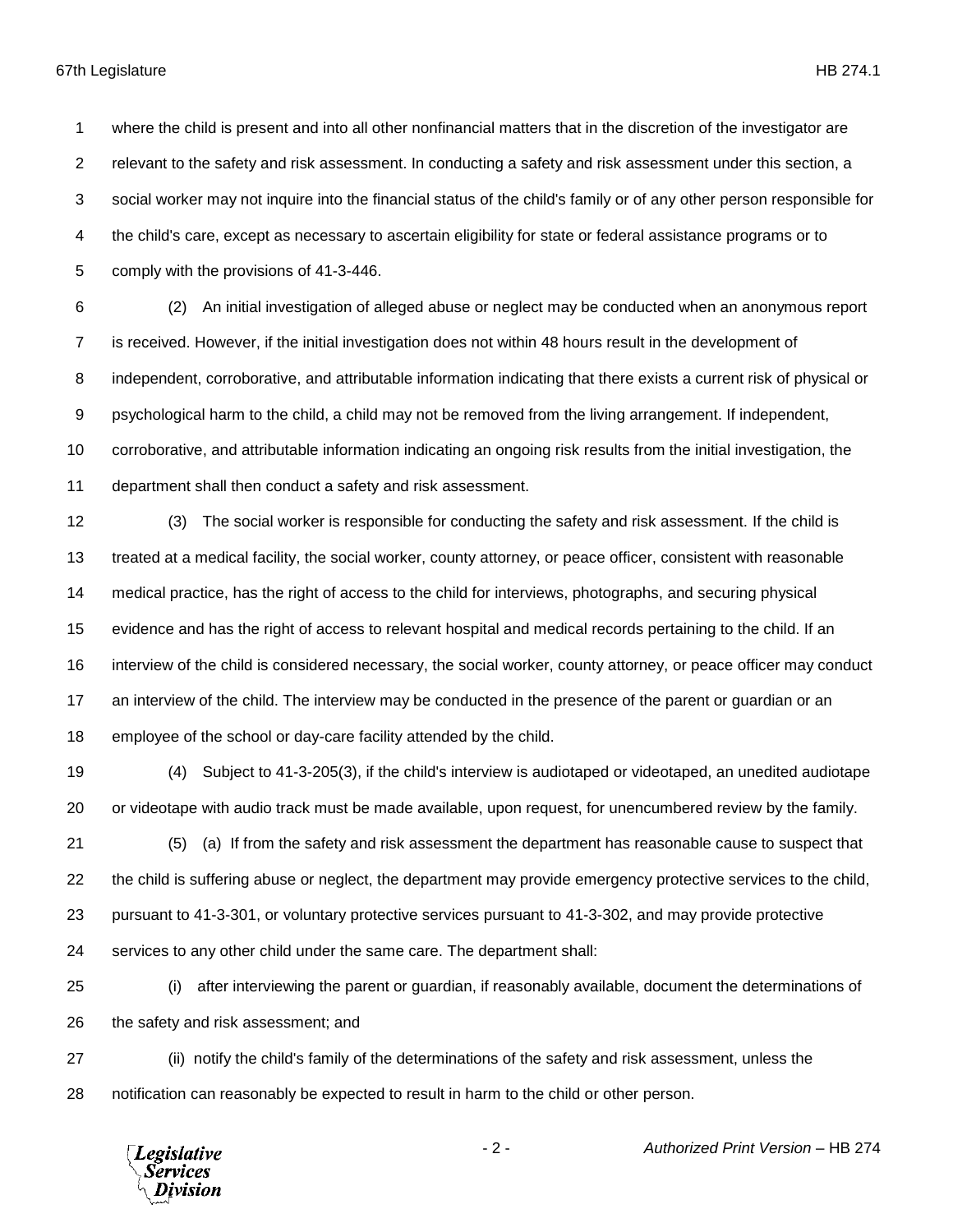where the child is present and into all other nonfinancial matters that in the discretion of the investigator are relevant to the safety and risk assessment. In conducting a safety and risk assessment under this section, a social worker may not inquire into the financial status of the child's family or of any other person responsible for the child's care, except as necessary to ascertain eligibility for state or federal assistance programs or to comply with the provisions of 41-3-446.

(2) An initial investigation of alleged abuse or neglect may be conducted when an anonymous report is received. However, if the initial investigation does not within 48 hours result in the development of independent, corroborative, and attributable information indicating that there exists a current risk of physical or psychological harm to the child, a child may not be removed from the living arrangement. If independent, corroborative, and attributable information indicating an ongoing risk results from the initial investigation, the department shall then conduct a safety and risk assessment.

(3) The social worker is responsible for conducting the safety and risk assessment. If the child is treated at a medical facility, the social worker, county attorney, or peace officer, consistent with reasonable medical practice, has the right of access to the child for interviews, photographs, and securing physical evidence and has the right of access to relevant hospital and medical records pertaining to the child. If an interview of the child is considered necessary, the social worker, county attorney, or peace officer may conduct an interview of the child. The interview may be conducted in the presence of the parent or guardian or an employee of the school or day-care facility attended by the child.

(4) Subject to 41-3-205(3), if the child's interview is audiotaped or videotaped, an unedited audiotape or videotape with audio track must be made available, upon request, for unencumbered review by the family.

(5) (a) If from the safety and risk assessment the department has reasonable cause to suspect that the child is suffering abuse or neglect, the department may provide emergency protective services to the child, pursuant to 41-3-301, or voluntary protective services pursuant to 41-3-302, and may provide protective services to any other child under the same care. The department shall:

(i) after interviewing the parent or guardian, if reasonably available, document the determinations of the safety and risk assessment; and

(ii) notify the child's family of the determinations of the safety and risk assessment, unless the notification can reasonably be expected to result in harm to the child or other person.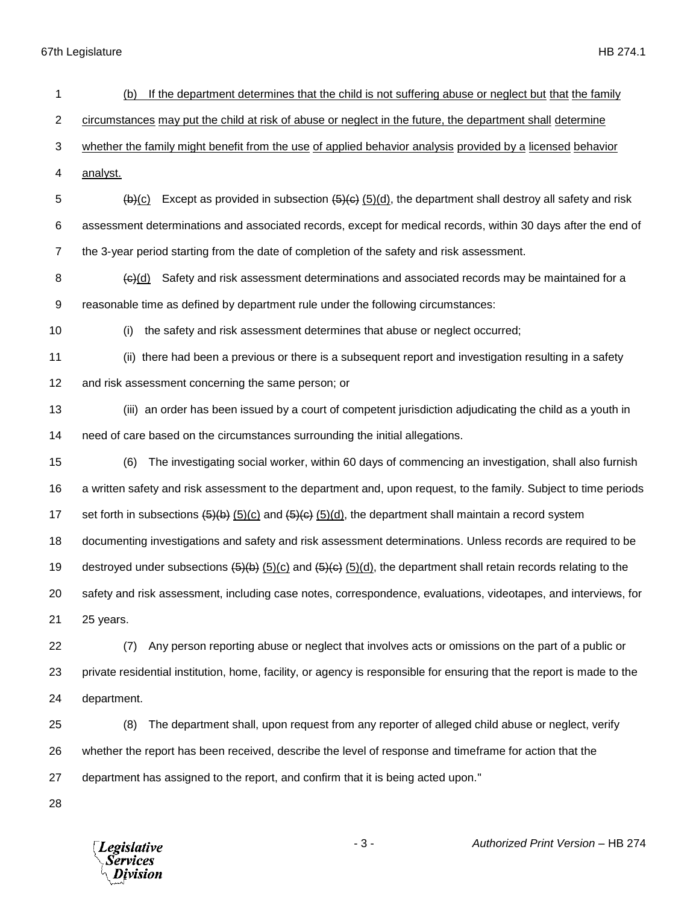(b) If the department determines that the child is not suffering abuse or neglect but that the family circumstances may put the child at risk of abuse or neglect in the future, the department shall determine whether the family might benefit from the use of applied behavior analysis provided by a licensed behavior analyst.

~~(b)~~(c) Except as provided in subsection ~~(5)(c)~~ (5)(d), the department shall destroy all safety and risk assessment determinations and associated records, except for medical records, within 30 days after the end of the 3-year period starting from the date of completion of the safety and risk assessment.

~~(c)~~(d) Safety and risk assessment determinations and associated records may be maintained for a reasonable time as defined by department rule under the following circumstances:

(i) the safety and risk assessment determines that abuse or neglect occurred;

(ii) there had been a previous or there is a subsequent report and investigation resulting in a safety and risk assessment concerning the same person; or

(iii) an order has been issued by a court of competent jurisdiction adjudicating the child as a youth in need of care based on the circumstances surrounding the initial allegations.

(6) The investigating social worker, within 60 days of commencing an investigation, shall also furnish a written safety and risk assessment to the department and, upon request, to the family. Subject to time periods set forth in subsections ~~(5)(b)~~ (5)(c) and ~~(5)(c)~~ (5)(d), the department shall maintain a record system documenting investigations and safety and risk assessment determinations. Unless records are required to be destroyed under subsections ~~(5)(b)~~ (5)(c) and ~~(5)(c)~~ (5)(d), the department shall retain records relating to the safety and risk assessment, including case notes, correspondence, evaluations, videotapes, and interviews, for 25 years.

(7) Any person reporting abuse or neglect that involves acts or omissions on the part of a public or private residential institution, home, facility, or agency is responsible for ensuring that the report is made to the department.

(8) The department shall, upon request from any reporter of alleged child abuse or neglect, verify whether the report has been received, describe the level of response and timeframe for action that the department has assigned to the report, and confirm that it is being acted upon."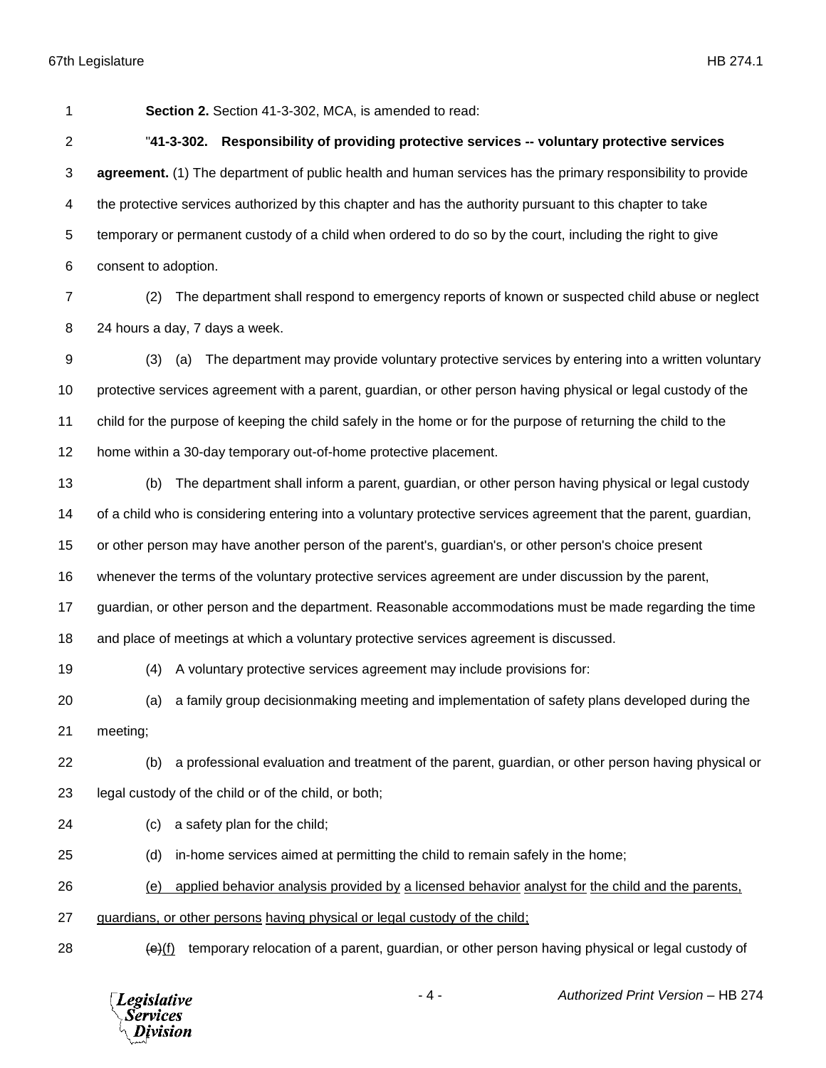**Section 2.** Section 41-3-302, MCA, is amended to read:

"**41-3-302. Responsibility of providing protective services -- voluntary protective services agreement.** (1) The department of public health and human services has the primary responsibility to provide the protective services authorized by this chapter and has the authority pursuant to this chapter to take temporary or permanent custody of a child when ordered to do so by the court, including the right to give consent to adoption.

(2) The department shall respond to emergency reports of known or suspected child abuse or neglect 24 hours a day, 7 days a week.

(3) (a) The department may provide voluntary protective services by entering into a written voluntary protective services agreement with a parent, guardian, or other person having physical or legal custody of the child for the purpose of keeping the child safely in the home or for the purpose of returning the child to the home within a 30-day temporary out-of-home protective placement.

(b) The department shall inform a parent, guardian, or other person having physical or legal custody of a child who is considering entering into a voluntary protective services agreement that the parent, guardian, or other person may have another person of the parent's, guardian's, or other person's choice present whenever the terms of the voluntary protective services agreement are under discussion by the parent, guardian, or other person and the department. Reasonable accommodations must be made regarding the time and place of meetings at which a voluntary protective services agreement is discussed.

(4) A voluntary protective services agreement may include provisions for:

(a) a family group decisionmaking meeting and implementation of safety plans developed during the meeting;

(b) a professional evaluation and treatment of the parent, guardian, or other person having physical or legal custody of the child or of the child, or both;

(c) a safety plan for the child;

(d) in-home services aimed at permitting the child to remain safely in the home;

<u>(e) applied behavior analysis provided by a licensed behavior analyst for the child and the parents, guardians, or other persons having physical or legal custody of the child;</u>

~~(e)~~<u>(f)</u> temporary relocation of a parent, guardian, or other person having physical or legal custody of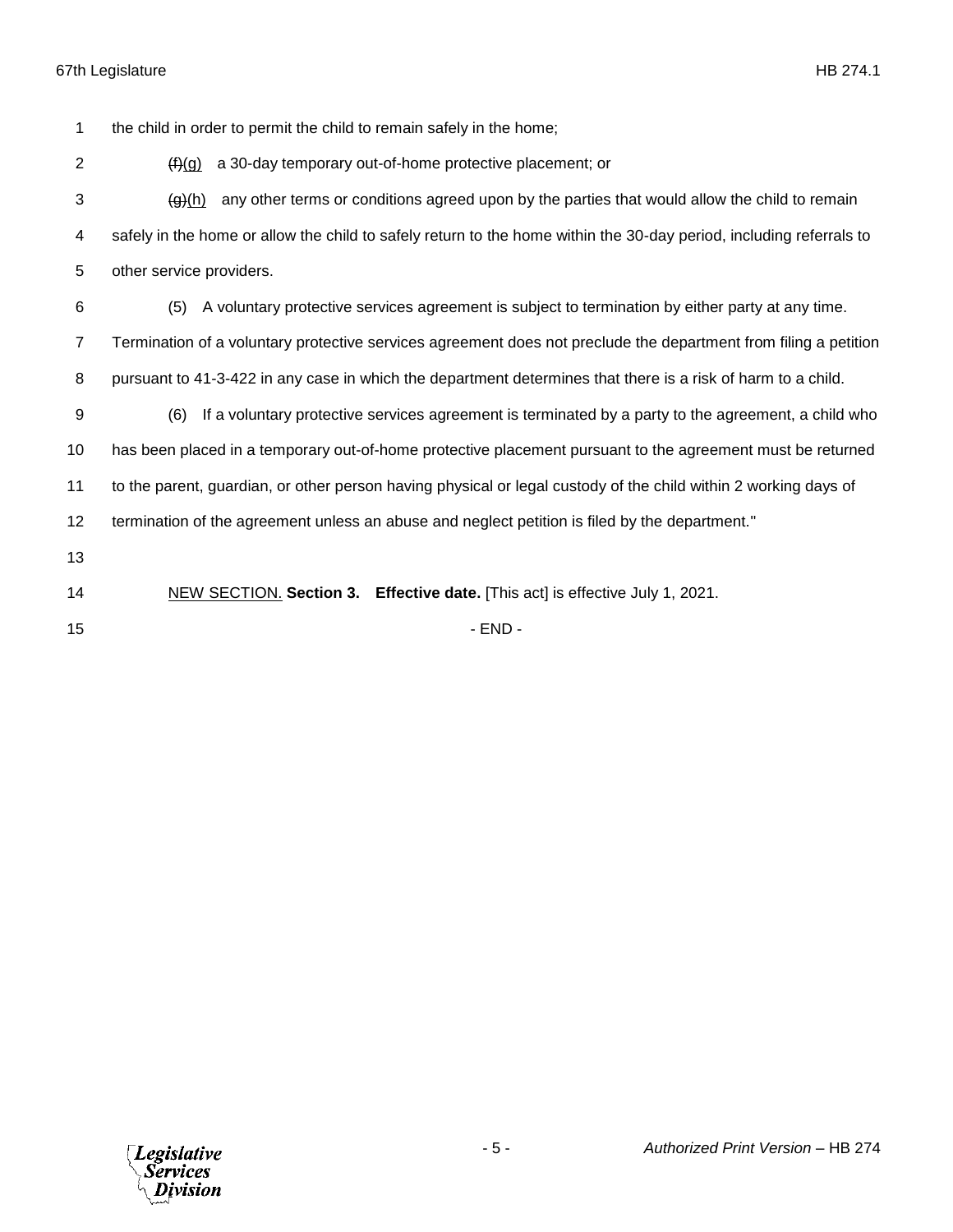the child in order to permit the child to remain safely in the home;

~~(f)~~(g) a 30-day temporary out-of-home protective placement; or

~~(g)~~(h) any other terms or conditions agreed upon by the parties that would allow the child to remain safely in the home or allow the child to safely return to the home within the 30-day period, including referrals to other service providers.

(5) A voluntary protective services agreement is subject to termination by either party at any time. Termination of a voluntary protective services agreement does not preclude the department from filing a petition pursuant to 41-3-422 in any case in which the department determines that there is a risk of harm to a child.

(6) If a voluntary protective services agreement is terminated by a party to the agreement, a child who has been placed in a temporary out-of-home protective placement pursuant to the agreement must be returned to the parent, guardian, or other person having physical or legal custody of the child within 2 working days of termination of the agreement unless an abuse and neglect petition is filed by the department."

NEW SECTION. **Section 3. Effective date.** [This act] is effective July 1, 2021.

- END -